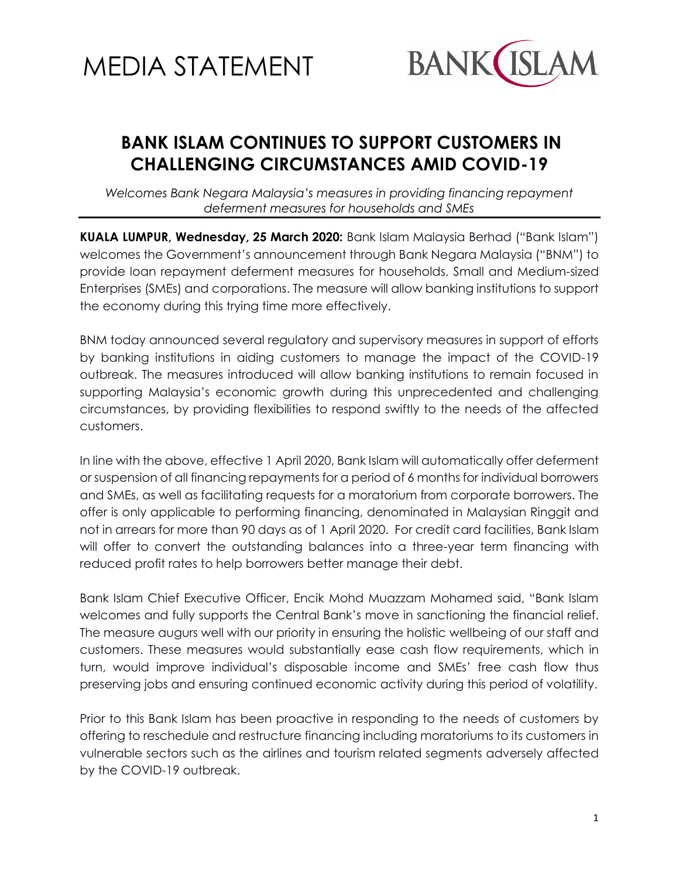MEDIA STATEMENT

BANK ISLAM

# BANK ISLAM CONTINUES TO SUPPORT CUSTOMERS IN CHALLENGING CIRCUMSTANCES AMID COVID-19

*Welcomes Bank Negara Malaysia's measures in providing financing repayment deferment measures for households and SMEs*

**KUALA LUMPUR, Wednesday, 25 March 2020:** Bank Islam Malaysia Berhad ("Bank Islam") welcomes the Government's announcement through Bank Negara Malaysia ("BNM") to provide loan repayment deferment measures for households, Small and Medium-sized Enterprises (SMEs) and corporations. The measure will allow banking institutions to support the economy during this trying time more effectively.

BNM today announced several regulatory and supervisory measures in support of efforts by banking institutions in aiding customers to manage the impact of the COVID-19 outbreak. The measures introduced will allow banking institutions to remain focused in supporting Malaysia's economic growth during this unprecedented and challenging circumstances, by providing flexibilities to respond swiftly to the needs of the affected customers.

In line with the above, effective 1 April 2020, Bank Islam will automatically offer deferment or suspension of all financing repayments for a period of 6 months for individual borrowers and SMEs, as well as facilitating requests for a moratorium from corporate borrowers. The offer is only applicable to performing financing, denominated in Malaysian Ringgit and not in arrears for more than 90 days as of 1 April 2020. For credit card facilities, Bank Islam will offer to convert the outstanding balances into a three-year term financing with reduced profit rates to help borrowers better manage their debt.

Bank Islam Chief Executive Officer, Encik Mohd Muazzam Mohamed said, "Bank Islam welcomes and fully supports the Central Bank's move in sanctioning the financial relief. The measure augurs well with our priority in ensuring the holistic wellbeing of our staff and customers. These measures would substantially ease cash flow requirements, which in turn, would improve individual's disposable income and SMEs' free cash flow thus preserving jobs and ensuring continued economic activity during this period of volatility.

Prior to this Bank Islam has been proactive in responding to the needs of customers by offering to reschedule and restructure financing including moratoriums to its customers in vulnerable sectors such as the airlines and tourism related segments adversely affected by the COVID-19 outbreak.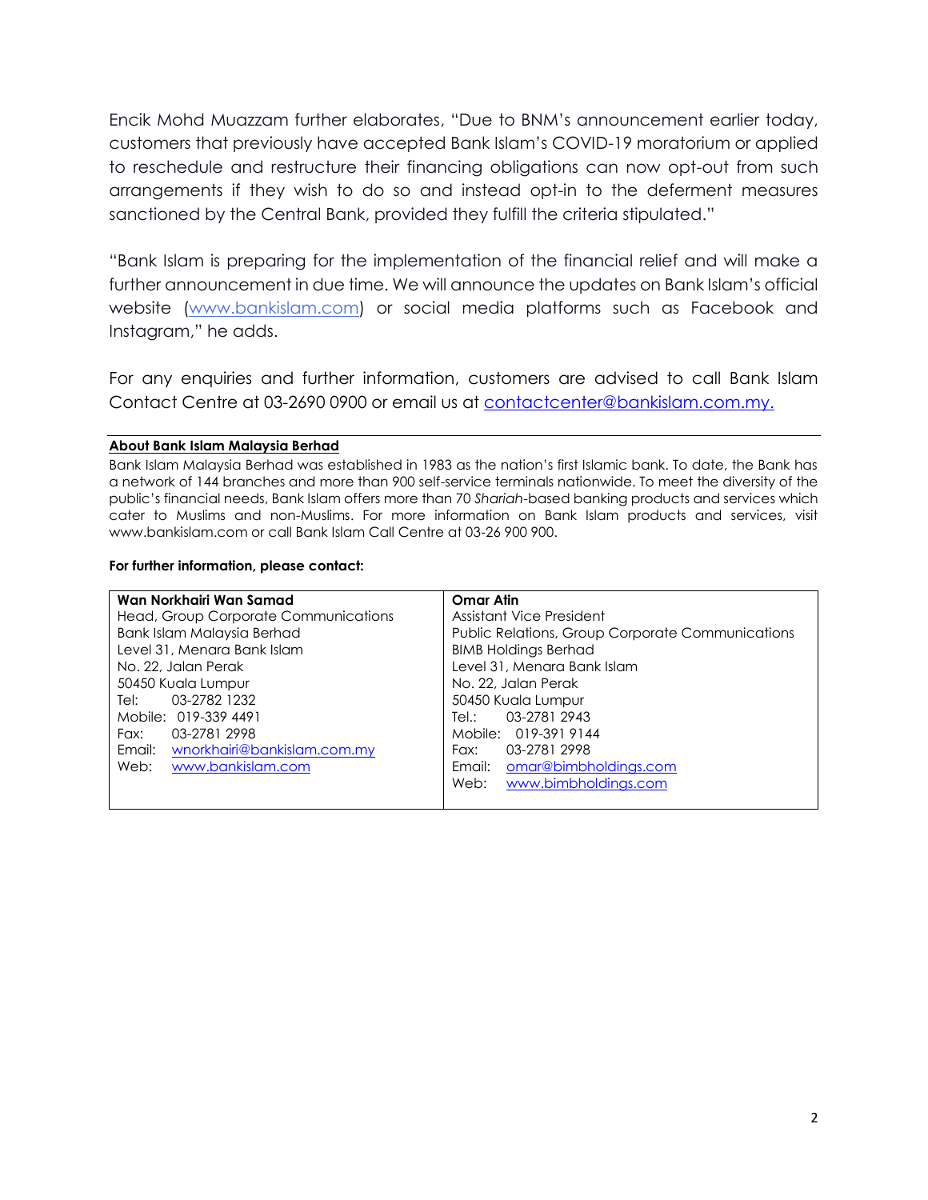Encik Mohd Muazzam further elaborates, "Due to BNM's announcement earlier today, customers that previously have accepted Bank Islam's COVID-19 moratorium or applied to reschedule and restructure their financing obligations can now opt-out from such arrangements if they wish to do so and instead opt-in to the deferment measures sanctioned by the Central Bank, provided they fulfill the criteria stipulated."

"Bank Islam is preparing for the implementation of the financial relief and will make a further announcement in due time. We will announce the updates on Bank Islam's official website (www.bankislam.com) or social media platforms such as Facebook and Instagram," he adds.

For any enquiries and further information, customers are advised to call Bank Islam Contact Centre at 03-2690 0900 or email us at contactcenter@bankislam.com.my.

---

**About Bank Islam Malaysia Berhad**

Bank Islam Malaysia Berhad was established in 1983 as the nation's first Islamic bank. To date, the Bank has a network of 144 branches and more than 900 self-service terminals nationwide. To meet the diversity of the public's financial needs, Bank Islam offers more than 70 *Shariah*-based banking products and services which cater to Muslims and non-Muslims. For more information on Bank Islam products and services, visit www.bankislam.com or call Bank Islam Call Centre at 03-26 900 900.

**For further information, please contact:**

| | |
|---|---|
| **Wan Norkhairi Wan Samad**<br>Head, Group Corporate Communications<br>Bank Islam Malaysia Berhad<br>Level 31, Menara Bank Islam<br>No. 22, Jalan Perak<br>50450 Kuala Lumpur<br>Tel: 03-2782 1232<br>Mobile: 019-339 4491<br>Fax: 03-2781 2998<br>Email: wnorkhairi@bankislam.com.my<br>Web: www.bankislam.com | **Omar Atin**<br>Assistant Vice President<br>Public Relations, Group Corporate Communications<br>BIMB Holdings Berhad<br>Level 31, Menara Bank Islam<br>No. 22, Jalan Perak<br>50450 Kuala Lumpur<br>Tel.: 03-2781 2943<br>Mobile: 019-391 9144<br>Fax: 03-2781 2998<br>Email: omar@bimbholdings.com<br>Web: www.bimbholdings.com |